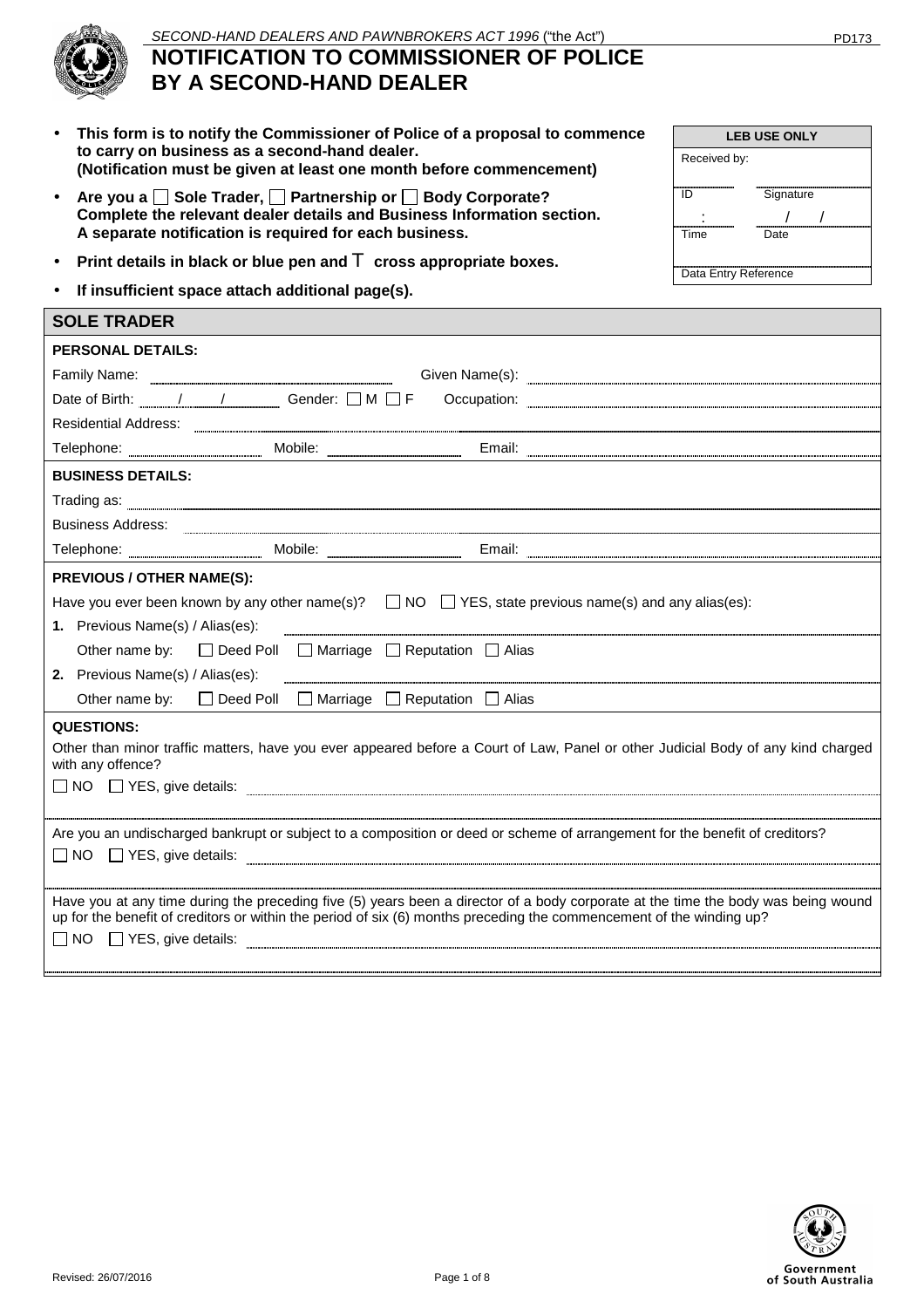*SECOND-HAND DEALERS AND PAWNBROKERS ACT 1996* ("the Act")

PD173

# NOTIFICATION TO COMMISSIONER OF POLICE BY A SECOND-HAND DEALER

- **This form is to notify the Commissioner of Police of a proposal to commence to carry on business as a second-hand dealer. (Notification must be given at least one month before commencement)**
- **Are you a ☐ Sole Trader, ☐ Partnership or ☐ Body Corporate? Complete the relevant dealer details and Business Information section. A separate notification is required for each business.**
- **Print details in black or blue pen and T cross appropriate boxes.**
- **If insufficient space attach additional page(s).**

| LEB USE ONLY | |
|---|---|
| Received by: | |
| ID | Signature |
| Time : | Date / / |
| Data Entry Reference | |

## SOLE TRADER

**PERSONAL DETAILS:**

Family Name: ______________ Given Name(s): ______________

Date of Birth: ___ / ___ / ___ Gender: ☐ M ☐ F Occupation: ______________

Residential Address: ______________

Telephone: ______________ Mobile: ______________ Email: ______________

**BUSINESS DETAILS:**

Trading as: ______________

Business Address: ______________

Telephone: ______________ Mobile: ______________ Email: ______________

**PREVIOUS / OTHER NAME(S):**

Have you ever been known by any other name(s)? ☐ NO ☐ YES, state previous name(s) and any alias(es):

**1.** Previous Name(s) / Alias(es): ______________

Other name by: ☐ Deed Poll ☐ Marriage ☐ Reputation ☐ Alias

**2.** Previous Name(s) / Alias(es): ______________

Other name by: ☐ Deed Poll ☐ Marriage ☐ Reputation ☐ Alias

**QUESTIONS:**

Other than minor traffic matters, have you ever appeared before a Court of Law, Panel or other Judicial Body of any kind charged with any offence?

☐ NO ☐ YES, give details: ______________

Are you an undischarged bankrupt or subject to a composition or deed or scheme of arrangement for the benefit of creditors?

☐ NO ☐ YES, give details: ______________

Have you at any time during the preceding five (5) years been a director of a body corporate at the time the body was being wound up for the benefit of creditors or within the period of six (6) months preceding the commencement of the winding up?

☐ NO ☐ YES, give details: ______________

Revised: 26/07/2016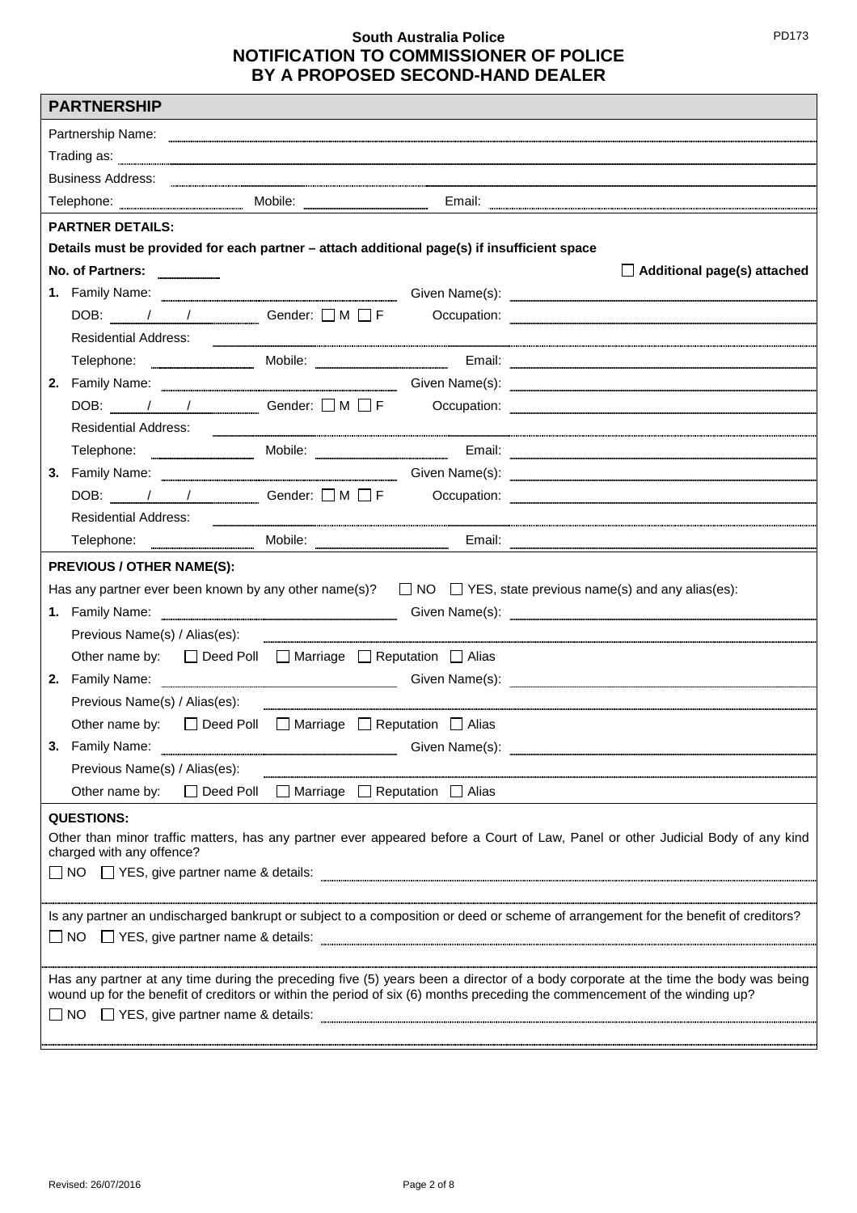South Australia Police

# NOTIFICATION TO COMMISSIONER OF POLICE BY A PROPOSED SECOND-HAND DEALER

PD173

## PARTNERSHIP

Partnership Name: 

Trading as: 

Business Address: 

Telephone: Mobile: Email: 

### PARTNER DETAILS:

**Details must be provided for each partner – attach additional page(s) if insufficient space**

**No. of Partners:** ☐ **Additional page(s) attached**

**1.** Family Name: Given Name(s): 

DOB: / / Gender: ☐ M ☐ F Occupation: 

Residential Address: 

Telephone: Mobile: Email: 

**2.** Family Name: Given Name(s): 

DOB: / / Gender: ☐ M ☐ F Occupation: 

Residential Address: 

Telephone: Mobile: Email: 

**3.** Family Name: Given Name(s): 

DOB: / / Gender: ☐ M ☐ F Occupation: 

Residential Address: 

Telephone: Mobile: Email: 

### PREVIOUS / OTHER NAME(S):

Has any partner ever been known by any other name(s)? ☐ NO ☐ YES, state previous name(s) and any alias(es):

**1.** Family Name: Given Name(s): 

Previous Name(s) / Alias(es): 

Other name by: ☐ Deed Poll ☐ Marriage ☐ Reputation ☐ Alias

**2.** Family Name: Given Name(s): 

Previous Name(s) / Alias(es): 

Other name by: ☐ Deed Poll ☐ Marriage ☐ Reputation ☐ Alias

**3.** Family Name: Given Name(s): 

Previous Name(s) / Alias(es): 

Other name by: ☐ Deed Poll ☐ Marriage ☐ Reputation ☐ Alias

### QUESTIONS:

Other than minor traffic matters, has any partner ever appeared before a Court of Law, Panel or other Judicial Body of any kind charged with any offence?

☐ NO ☐ YES, give partner name & details: 

Is any partner an undischarged bankrupt or subject to a composition or deed or scheme of arrangement for the benefit of creditors?

☐ NO ☐ YES, give partner name & details: 

Has any partner at any time during the preceding five (5) years been a director of a body corporate at the time the body was being wound up for the benefit of creditors or within the period of six (6) months preceding the commencement of the winding up?

☐ NO ☐ YES, give partner name & details: 

Revised: 26/07/2016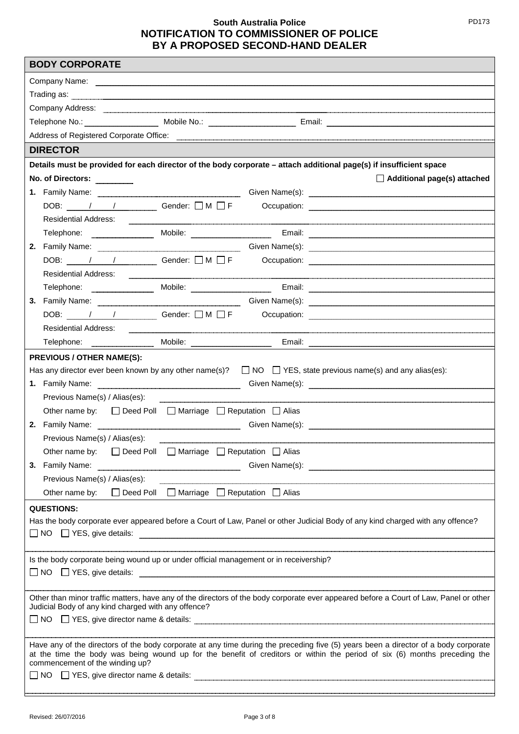**South Australia Police**
**NOTIFICATION TO COMMISSIONER OF POLICE BY A PROPOSED SECOND-HAND DEALER**

PD173

## BODY CORPORATE

Company Name: ____________________

Trading as: ____________________

Company Address: ____________________

Telephone No.: __________ Mobile No.: __________ Email: __________

Address of Registered Corporate Office: ____________________

## DIRECTOR

**Details must be provided for each director of the body corporate – attach additional page(s) if insufficient space**

**No. of Directors:** ______ ☐ **Additional page(s) attached**

**1.** Family Name: __________ Given Name(s): __________
DOB: ___/___/___ Gender: ☐ M ☐ F Occupation: __________
Residential Address: __________
Telephone: __________ Mobile: __________ Email: __________

**2.** Family Name: __________ Given Name(s): __________
DOB: ___/___/___ Gender: ☐ M ☐ F Occupation: __________
Residential Address: __________
Telephone: __________ Mobile: __________ Email: __________

**3.** Family Name: __________ Given Name(s): __________
DOB: ___/___/___ Gender: ☐ M ☐ F Occupation: __________
Residential Address: __________
Telephone: __________ Mobile: __________ Email: __________

**PREVIOUS / OTHER NAME(S):**

Has any director ever been known by any other name(s)? ☐ NO ☐ YES, state previous name(s) and any alias(es):

**1.** Family Name: __________ Given Name(s): __________
Previous Name(s) / Alias(es): __________
Other name by: ☐ Deed Poll ☐ Marriage ☐ Reputation ☐ Alias

**2.** Family Name: __________ Given Name(s): __________
Previous Name(s) / Alias(es): __________
Other name by: ☐ Deed Poll ☐ Marriage ☐ Reputation ☐ Alias

**3.** Family Name: __________ Given Name(s): __________
Previous Name(s) / Alias(es): __________
Other name by: ☐ Deed Poll ☐ Marriage ☐ Reputation ☐ Alias

**QUESTIONS:**

Has the body corporate ever appeared before a Court of Law, Panel or other Judicial Body of any kind charged with any offence?

☐ NO ☐ YES, give details: __________

Is the body corporate being wound up or under official management or in receivership?

☐ NO ☐ YES, give details: __________

Other than minor traffic matters, have any of the directors of the body corporate ever appeared before a Court of Law, Panel or other Judicial Body of any kind charged with any offence?

☐ NO ☐ YES, give director name & details: __________

Have any of the directors of the body corporate at any time during the preceding five (5) years been a director of a body corporate at the time the body was being wound up for the benefit of creditors or within the period of six (6) months preceding the commencement of the winding up?

☐ NO ☐ YES, give director name & details: __________

Revised: 26/07/2016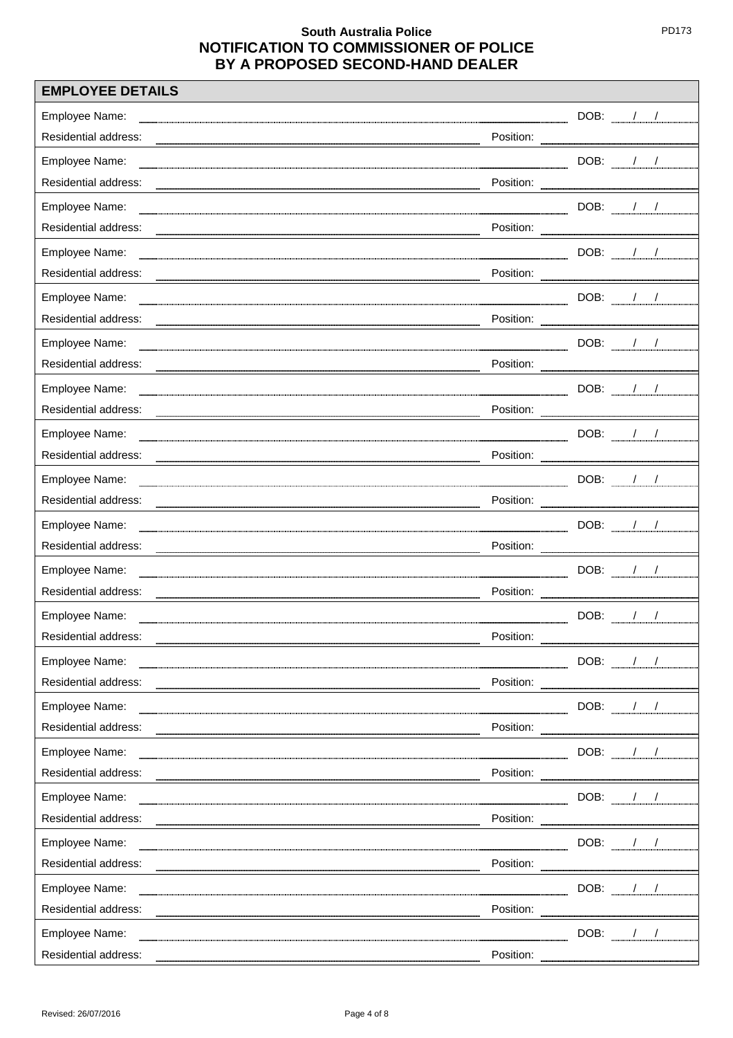**South Australia Police**
**NOTIFICATION TO COMMISSIONER OF POLICE BY A PROPOSED SECOND-HAND DEALER**

## EMPLOYEE DETAILS

Employee Name: ______________________________ DOB: ___/___/___
Residential address: ______________________________ Position: ______________

Employee Name: ______________________________ DOB: ___/___/___
Residential address: ______________________________ Position: ______________

Employee Name: ______________________________ DOB: ___/___/___
Residential address: ______________________________ Position: ______________

Employee Name: ______________________________ DOB: ___/___/___
Residential address: ______________________________ Position: ______________

Employee Name: ______________________________ DOB: ___/___/___
Residential address: ______________________________ Position: ______________

Employee Name: ______________________________ DOB: ___/___/___
Residential address: ______________________________ Position: ______________

Employee Name: ______________________________ DOB: ___/___/___
Residential address: ______________________________ Position: ______________

Employee Name: ______________________________ DOB: ___/___/___
Residential address: ______________________________ Position: ______________

Employee Name: ______________________________ DOB: ___/___/___
Residential address: ______________________________ Position: ______________

Employee Name: ______________________________ DOB: ___/___/___
Residential address: ______________________________ Position: ______________

Employee Name: ______________________________ DOB: ___/___/___
Residential address: ______________________________ Position: ______________

Employee Name: ______________________________ DOB: ___/___/___
Residential address: ______________________________ Position: ______________

Employee Name: ______________________________ DOB: ___/___/___
Residential address: ______________________________ Position: ______________

Employee Name: ______________________________ DOB: ___/___/___
Residential address: ______________________________ Position: ______________

Employee Name: ______________________________ DOB: ___/___/___
Residential address: ______________________________ Position: ______________

Employee Name: ______________________________ DOB: ___/___/___
Residential address: ______________________________ Position: ______________

Employee Name: ______________________________ DOB: ___/___/___
Residential address: ______________________________ Position: ______________

Employee Name: ______________________________ DOB: ___/___/___
Residential address: ______________________________ Position: ______________

Employee Name: ______________________________ DOB: ___/___/___
Residential address: ______________________________ Position: ______________

Revised: 26/07/2016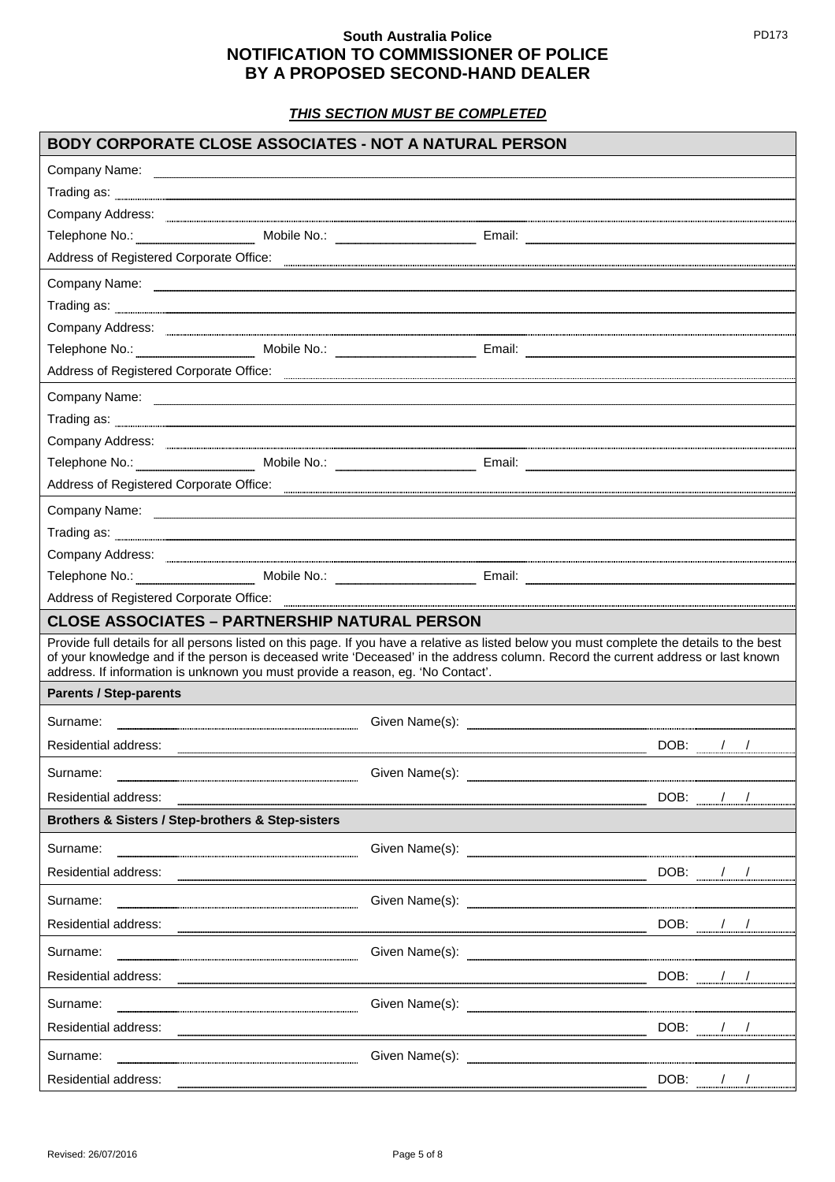**South Australia Police**
**NOTIFICATION TO COMMISSIONER OF POLICE BY A PROPOSED SECOND-HAND DEALER**

PD173

***THIS SECTION MUST BE COMPLETED***

## BODY CORPORATE CLOSE ASSOCIATES - NOT A NATURAL PERSON

Company Name: ______________________________
Trading as: ______________________________
Company Address: ______________________________
Telephone No.: ____________ Mobile No.: ____________ Email: ____________
Address of Registered Corporate Office: ______________________________

Company Name: ______________________________
Trading as: ______________________________
Company Address: ______________________________
Telephone No.: ____________ Mobile No.: ____________ Email: ____________
Address of Registered Corporate Office: ______________________________

Company Name: ______________________________
Trading as: ______________________________
Company Address: ______________________________
Telephone No.: ____________ Mobile No.: ____________ Email: ____________
Address of Registered Corporate Office: ______________________________

Company Name: ______________________________
Trading as: ______________________________
Company Address: ______________________________
Telephone No.: ____________ Mobile No.: ____________ Email: ____________
Address of Registered Corporate Office: ______________________________

## CLOSE ASSOCIATES – PARTNERSHIP NATURAL PERSON

Provide full details for all persons listed on this page. If you have a relative as listed below you must complete the details to the best of your knowledge and if the person is deceased write 'Deceased' in the address column. Record the current address or last known address. If information is unknown you must provide a reason, eg. 'No Contact'.

### Parents / Step-parents

Surname: ____________ Given Name(s): ____________
Residential address: ____________ DOB: / /

Surname: ____________ Given Name(s): ____________
Residential address: ____________ DOB: / /

### Brothers & Sisters / Step-brothers & Step-sisters

Surname: ____________ Given Name(s): ____________
Residential address: ____________ DOB: / /

Surname: ____________ Given Name(s): ____________
Residential address: ____________ DOB: / /

Surname: ____________ Given Name(s): ____________
Residential address: ____________ DOB: / /

Surname: ____________ Given Name(s): ____________
Residential address: ____________ DOB: / /

Surname: ____________ Given Name(s): ____________
Residential address: ____________ DOB: / /

Revised: 26/07/2016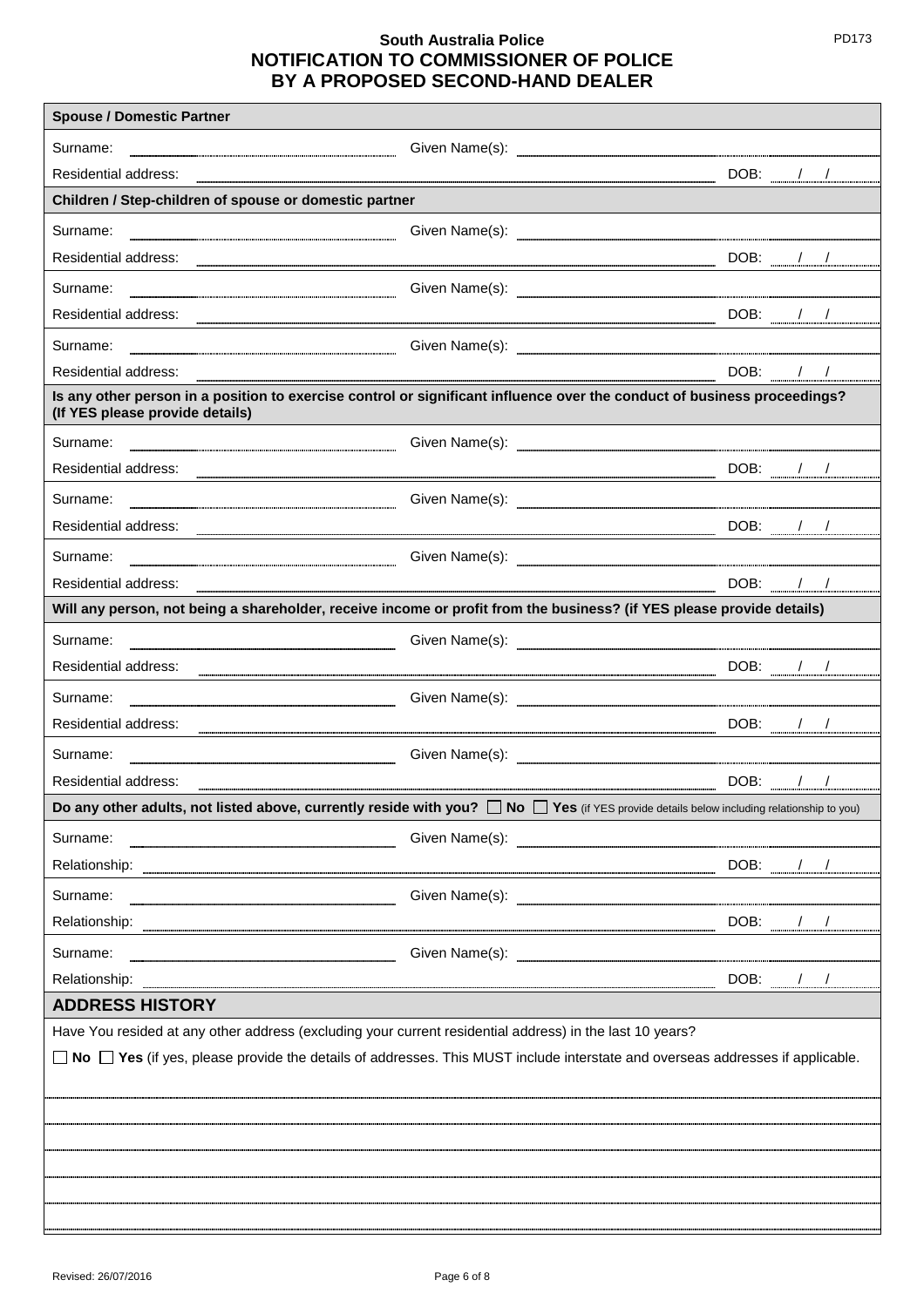# South Australia Police
## NOTIFICATION TO COMMISSIONER OF POLICE BY A PROPOSED SECOND-HAND DEALER

PD173

**Spouse / Domestic Partner**

Surname: ______________________ Given Name(s): ______________________

Residential address: ______________________ DOB: ___/___/___

**Children / Step-children of spouse or domestic partner**

Surname: ______________________ Given Name(s): ______________________

Residential address: ______________________ DOB: ___/___/___

Surname: ______________________ Given Name(s): ______________________

Residential address: ______________________ DOB: ___/___/___

Surname: ______________________ Given Name(s): ______________________

Residential address: ______________________ DOB: ___/___/___

**Is any other person in a position to exercise control or significant influence over the conduct of business proceedings? (If YES please provide details)**

Surname: ______________________ Given Name(s): ______________________

Residential address: ______________________ DOB: ___/___/___

Surname: ______________________ Given Name(s): ______________________

Residential address: ______________________ DOB: ___/___/___

Surname: ______________________ Given Name(s): ______________________

Residential address: ______________________ DOB: ___/___/___

**Will any person, not being a shareholder, receive income or profit from the business? (if YES please provide details)**

Surname: ______________________ Given Name(s): ______________________

Residential address: ______________________ DOB: ___/___/___

Surname: ______________________ Given Name(s): ______________________

Residential address: ______________________ DOB: ___/___/___

Surname: ______________________ Given Name(s): ______________________

Residential address: ______________________ DOB: ___/___/___

**Do any other adults, not listed above, currently reside with you?** ☐ **No** ☐ **Yes** (if YES provide details below including relationship to you)

Surname: ______________________ Given Name(s): ______________________

Relationship: ______________________ DOB: ___/___/___

Surname: ______________________ Given Name(s): ______________________

Relationship: ______________________ DOB: ___/___/___

Surname: ______________________ Given Name(s): ______________________

Relationship: ______________________ DOB: ___/___/___

## ADDRESS HISTORY

Have You resided at any other address (excluding your current residential address) in the last 10 years?

☐ **No** ☐ **Yes** (if yes, please provide the details of addresses. This MUST include interstate and overseas addresses if applicable.

______________________________________________

______________________________________________

______________________________________________

______________________________________________

______________________________________________

______________________________________________

Revised: 26/07/2016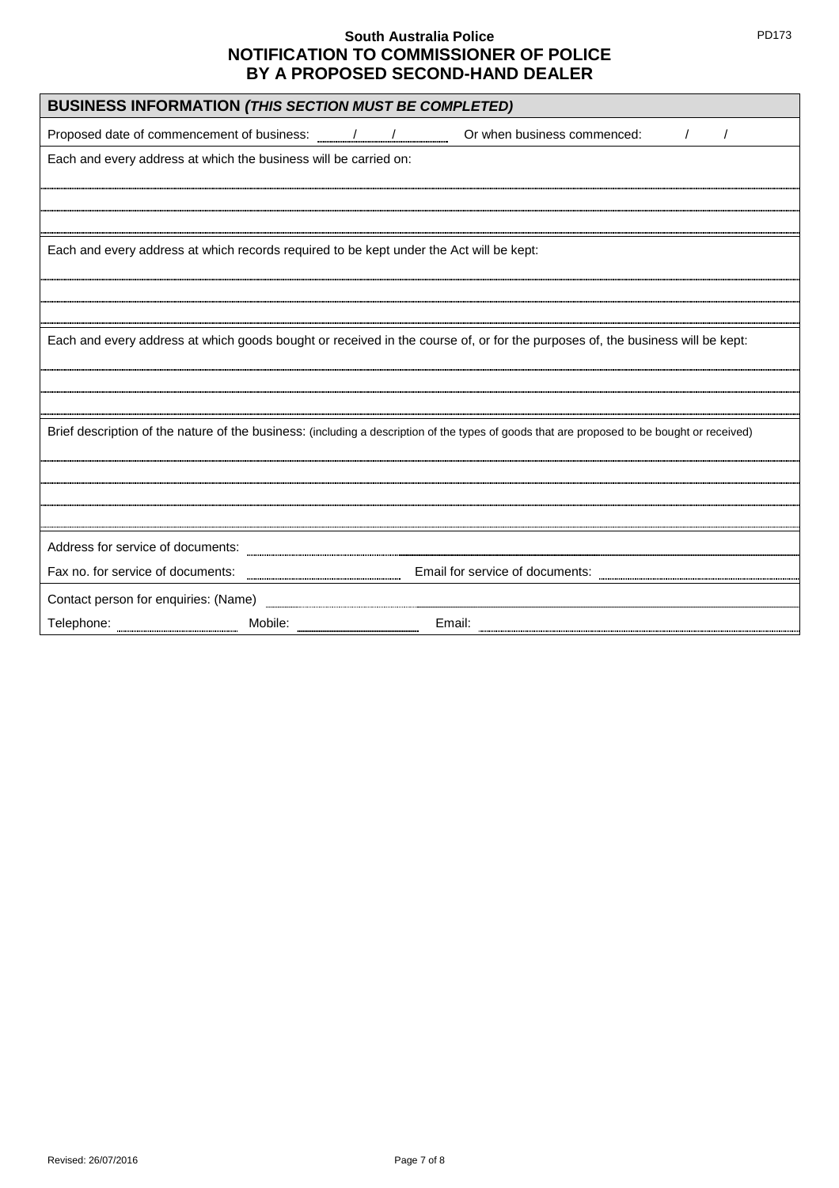South Australia Police

# NOTIFICATION TO COMMISSIONER OF POLICE BY A PROPOSED SECOND-HAND DEALER

## BUSINESS INFORMATION *(THIS SECTION MUST BE COMPLETED)*

Proposed date of commencement of business: ____/____/____ Or when business commenced: ____/____/____

Each and every address at which the business will be carried on:

______________________________________________

______________________________________________

______________________________________________

Each and every address at which records required to be kept under the Act will be kept:

______________________________________________

______________________________________________

______________________________________________

Each and every address at which goods bought or received in the course of, or for the purposes of, the business will be kept:

______________________________________________

______________________________________________

______________________________________________

Brief description of the nature of the business: (including a description of the types of goods that are proposed to be bought or received)

______________________________________________

______________________________________________

______________________________________________

______________________________________________

Address for service of documents: ______________________________________________

Fax no. for service of documents: ____________________ Email for service of documents: ____________________

Contact person for enquiries: (Name) ______________________________________________

Telephone: ____________________ Mobile: ____________________ Email: ____________________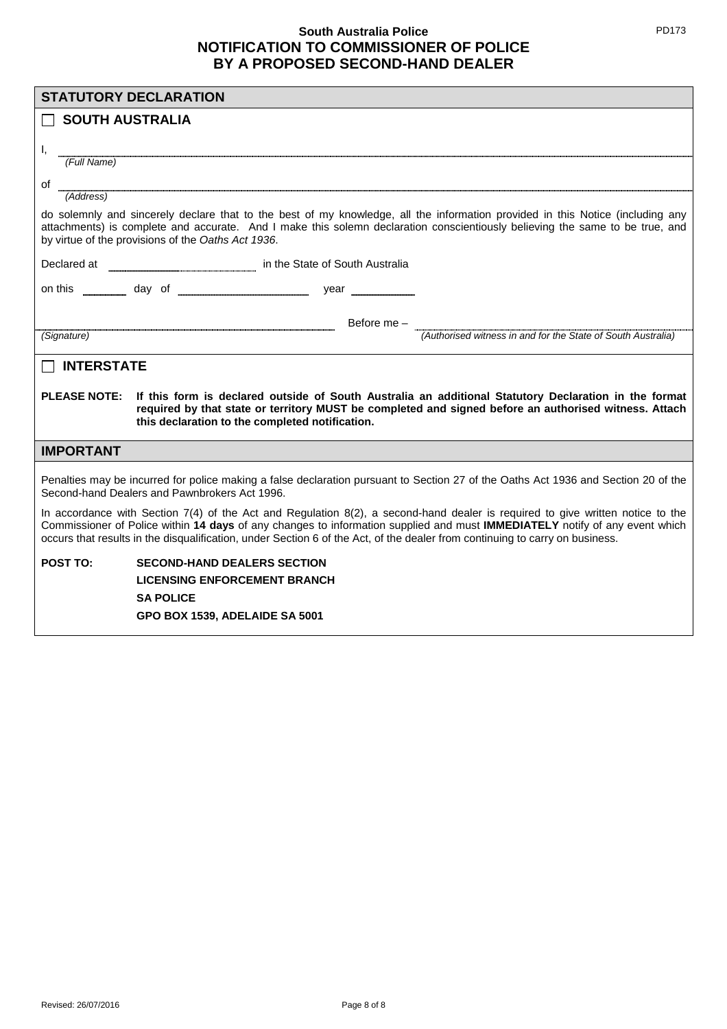**South Australia Police**
**NOTIFICATION TO COMMISSIONER OF POLICE BY A PROPOSED SECOND-HAND DEALER**

PD173

## STATUTORY DECLARATION

☐ **SOUTH AUSTRALIA**

I, ______________________________________________
*(Full Name)*

of ______________________________________________
*(Address)*

do solemnly and sincerely declare that to the best of my knowledge, all the information provided in this Notice (including any attachments) is complete and accurate. And I make this solemn declaration conscientiously believing the same to be true, and by virtue of the provisions of the *Oaths Act 1936*.

Declared at ____________________ in the State of South Australia

on this ________ day of ____________________ year __________

______________________________ Before me – ______________________________
*(Signature)* *(Authorised witness in and for the State of South Australia)*

☐ **INTERSTATE**

**PLEASE NOTE: If this form is declared outside of South Australia an additional Statutory Declaration in the format required by that state or territory MUST be completed and signed before an authorised witness. Attach this declaration to the completed notification.**

## IMPORTANT

Penalties may be incurred for police making a false declaration pursuant to Section 27 of the Oaths Act 1936 and Section 20 of the Second-hand Dealers and Pawnbrokers Act 1996.

In accordance with Section 7(4) of the Act and Regulation 8(2), a second-hand dealer is required to give written notice to the Commissioner of Police within **14 days** of any changes to information supplied and must **IMMEDIATELY** notify of any event which occurs that results in the disqualification, under Section 6 of the Act, of the dealer from continuing to carry on business.

**POST TO:**

**SECOND-HAND DEALERS SECTION**
**LICENSING ENFORCEMENT BRANCH**
**SA POLICE**
**GPO BOX 1539, ADELAIDE SA 5001**

Revised: 26/07/2016